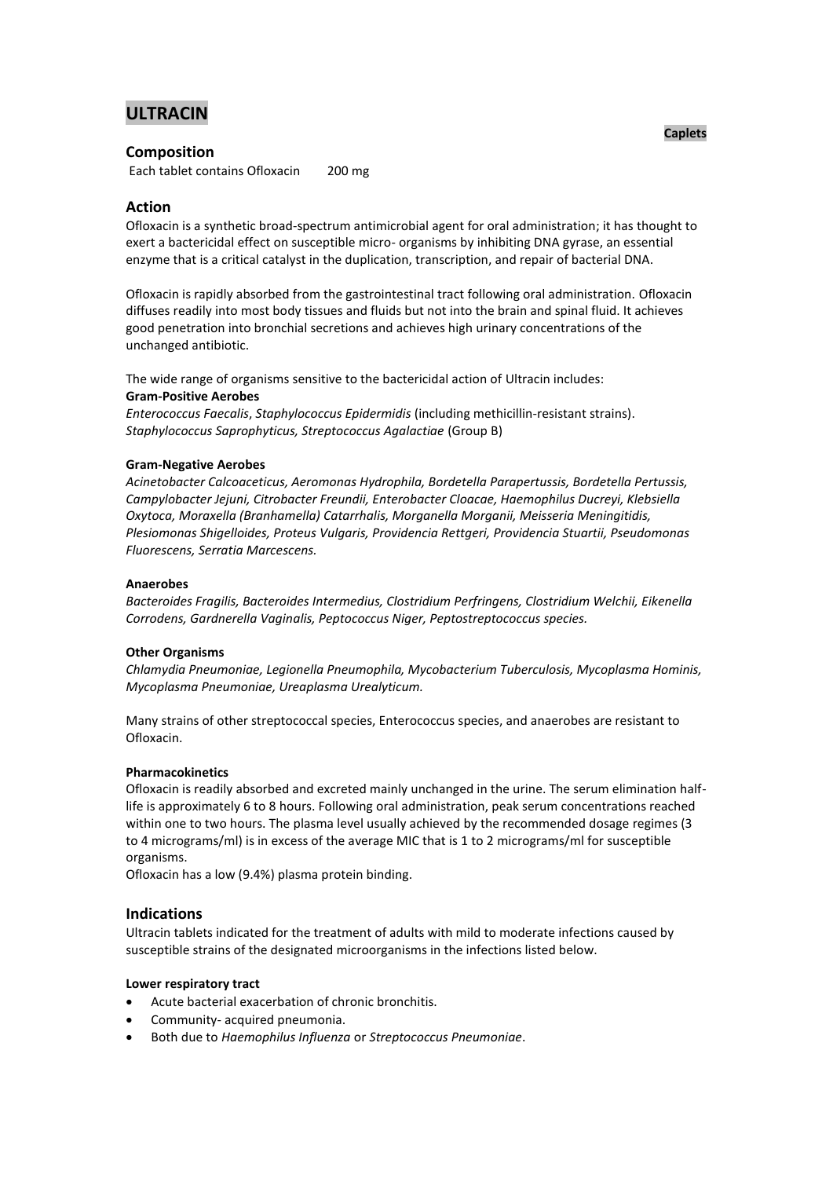# ULTRACIN

**Caplets**

## Composition

Each tablet contains Ofloxacin 200 mg

## Action

Ofloxacin is a synthetic broad-spectrum antimicrobial agent for oral administration; it has thought to exert a bactericidal effect on susceptible micro- organisms by inhibiting DNA gyrase, an essential enzyme that is a critical catalyst in the duplication, transcription, and repair of bacterial DNA.

Ofloxacin is rapidly absorbed from the gastrointestinal tract following oral administration. Ofloxacin diffuses readily into most body tissues and fluids but not into the brain and spinal fluid. It achieves good penetration into bronchial secretions and achieves high urinary concentrations of the unchanged antibiotic.

The wide range of organisms sensitive to the bactericidal action of Ultracin includes:

**Gram-Positive Aerobes**

*Enterococcus Faecalis*, *Staphylococcus Epidermidis* (including methicillin-resistant strains). *Staphylococcus Saprophyticus, Streptococcus Agalactiae* (Group B)

**Gram-Negative Aerobes**

*Acinetobacter Calcoaceticus, Aeromonas Hydrophila, Bordetella Parapertussis, Bordetella Pertussis, Campylobacter Jejuni, Citrobacter Freundii, Enterobacter Cloacae, Haemophilus Ducreyi, Klebsiella Oxytoca, Moraxella (Branhamella) Catarrhalis, Morganella Morganii, Meisseria Meningitidis, Plesiomonas Shigelloides, Proteus Vulgaris, Providencia Rettgeri, Providencia Stuartii, Pseudomonas Fluorescens, Serratia Marcescens.*

**Anaerobes**

*Bacteroides Fragilis, Bacteroides Intermedius, Clostridium Perfringens, Clostridium Welchii, Eikenella Corrodens, Gardnerella Vaginalis, Peptococcus Niger, Peptostreptococcus species.*

**Other Organisms**

*Chlamydia Pneumoniae, Legionella Pneumophila, Mycobacterium Tuberculosis, Mycoplasma Hominis, Mycoplasma Pneumoniae, Ureaplasma Urealyticum.*

Many strains of other streptococcal species, Enterococcus species, and anaerobes are resistant to Ofloxacin.

**Pharmacokinetics**

Ofloxacin is readily absorbed and excreted mainly unchanged in the urine. The serum elimination half-life is approximately 6 to 8 hours. Following oral administration, peak serum concentrations reached within one to two hours. The plasma level usually achieved by the recommended dosage regimes (3 to 4 micrograms/ml) is in excess of the average MIC that is 1 to 2 micrograms/ml for susceptible organisms.

Ofloxacin has a low (9.4%) plasma protein binding.

## Indications

Ultracin tablets indicated for the treatment of adults with mild to moderate infections caused by susceptible strains of the designated microorganisms in the infections listed below.

**Lower respiratory tract**

- Acute bacterial exacerbation of chronic bronchitis.
- Community- acquired pneumonia.
- Both due to *Haemophilus Influenza* or *Streptococcus Pneumoniae*.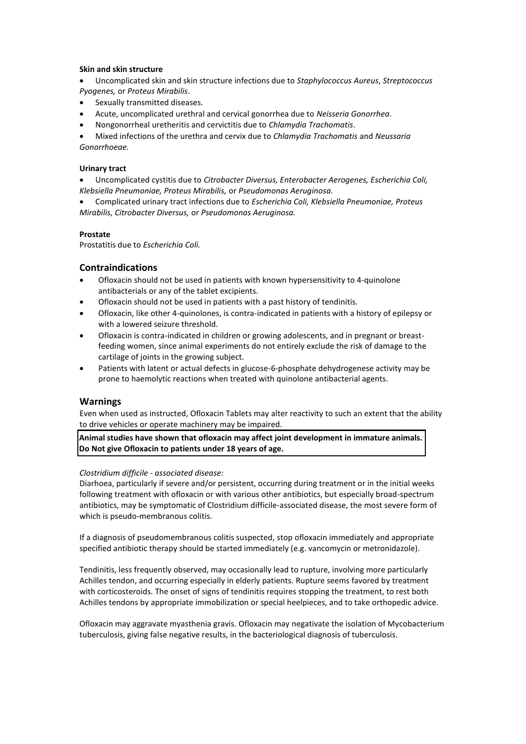**Skin and skin structure**

- Uncomplicated skin and skin structure infections due to *Staphylococcus Aureus*, *Streptococcus Pyogenes,* or *Proteus Mirabilis*.
- Sexually transmitted diseases.
- Acute, uncomplicated urethral and cervical gonorrhea due to *Neisseria Gonorrhea*.
- Nongonorrheal uretheritis and cervictitis due to *Chlamydia Trachomatis*.
- Mixed infections of the urethra and cervix due to *Chlamydia Trachomatis* and *Neussaria Gonorrhoeae.*

**Urinary tract**

- Uncomplicated cystitis due to *Citrobacter Diversus, Enterobacter Aerogenes, Escherichia Coli, Klebsiella Pneumoniae, Proteus Mirabilis,* or *Pseudomonas Aeruginosa.*
- Complicated urinary tract infections due to *Escherichia Coli, Klebsiella Pneumoniae, Proteus Mirabilis, Citrobacter Diversus,* or *Pseudomonas Aeruginosa.*

**Prostate**

Prostatitis due to *Escherichia Coli.*

## Contraindications

- Ofloxacin should not be used in patients with known hypersensitivity to 4-quinolone antibacterials or any of the tablet excipients.
- Ofloxacin should not be used in patients with a past history of tendinitis.
- Ofloxacin, like other 4-quinolones, is contra-indicated in patients with a history of epilepsy or with a lowered seizure threshold.
- Ofloxacin is contra-indicated in children or growing adolescents, and in pregnant or breast-feeding women, since animal experiments do not entirely exclude the risk of damage to the cartilage of joints in the growing subject.
- Patients with latent or actual defects in glucose-6-phosphate dehydrogenese activity may be prone to haemolytic reactions when treated with quinolone antibacterial agents.

## Warnings

Even when used as instructed, Ofloxacin Tablets may alter reactivity to such an extent that the ability to drive vehicles or operate machinery may be impaired.

**Animal studies have shown that ofloxacin may affect joint development in immature animals. Do Not give Ofloxacin to patients under 18 years of age.**

*Clostridium difficile - associated disease:*

Diarhoea, particularly if severe and/or persistent, occurring during treatment or in the initial weeks following treatment with ofloxacin or with various other antibiotics, but especially broad-spectrum antibiotics, may be symptomatic of Clostridium difficile-associated disease, the most severe form of which is pseudo-membranous colitis.

If a diagnosis of pseudomembranous colitis suspected, stop ofloxacin immediately and appropriate specified antibiotic therapy should be started immediately (e.g. vancomycin or metronidazole).

Tendinitis, less frequently observed, may occasionally lead to rupture, involving more particularly Achilles tendon, and occurring especially in elderly patients. Rupture seems favored by treatment with corticosteroids. The onset of signs of tendinitis requires stopping the treatment, to rest both Achilles tendons by appropriate immobilization or special heelpieces, and to take orthopedic advice.

Ofloxacin may aggravate myasthenia gravis. Ofloxacin may negativate the isolation of Mycobacterium tuberculosis, giving false negative results, in the bacteriological diagnosis of tuberculosis.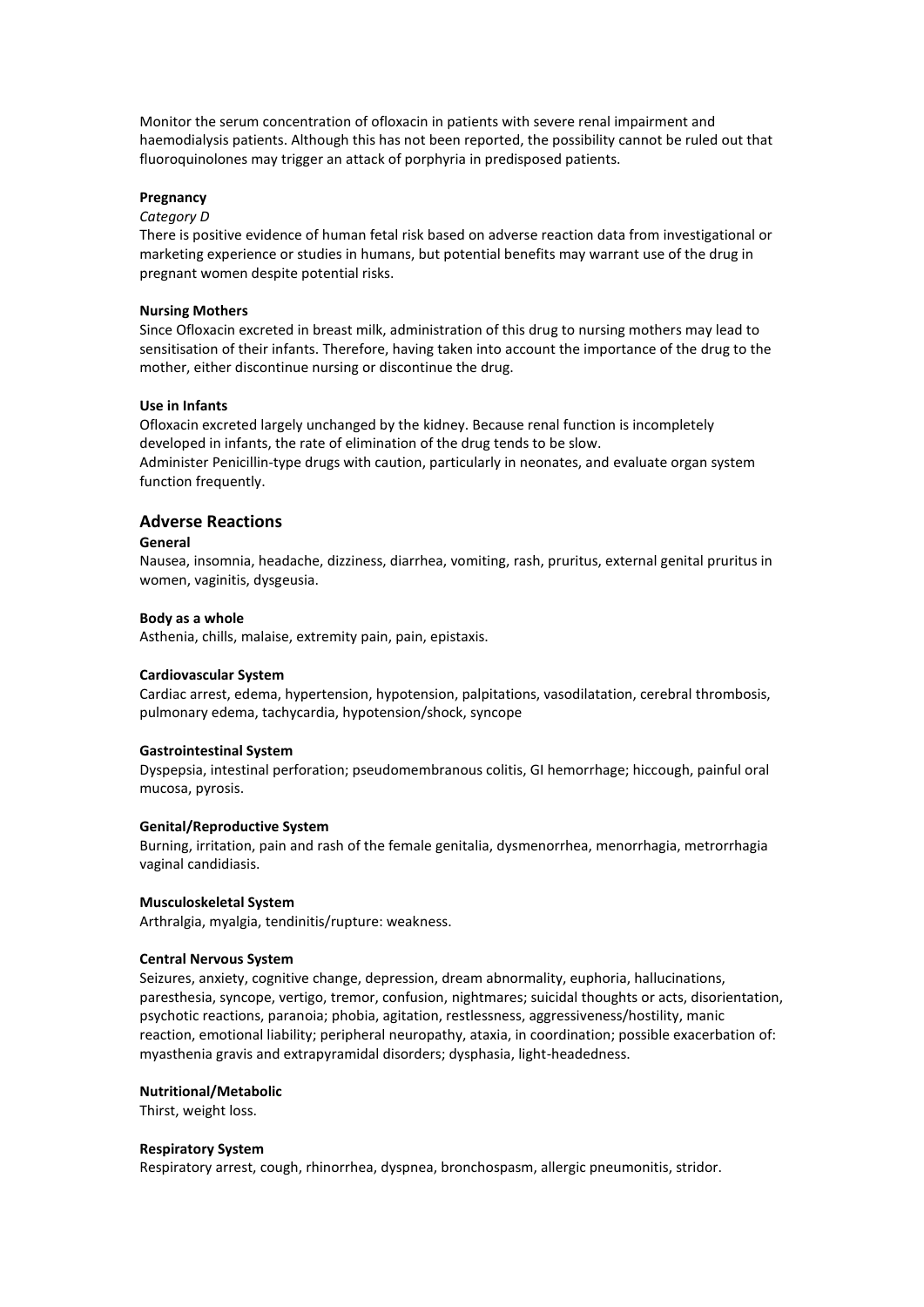Monitor the serum concentration of ofloxacin in patients with severe renal impairment and haemodialysis patients. Although this has not been reported, the possibility cannot be ruled out that fluoroquinolones may trigger an attack of porphyria in predisposed patients.

**Pregnancy**

*Category D*

There is positive evidence of human fetal risk based on adverse reaction data from investigational or marketing experience or studies in humans, but potential benefits may warrant use of the drug in pregnant women despite potential risks.

**Nursing Mothers**

Since Ofloxacin excreted in breast milk, administration of this drug to nursing mothers may lead to sensitisation of their infants. Therefore, having taken into account the importance of the drug to the mother, either discontinue nursing or discontinue the drug.

**Use in Infants**

Ofloxacin excreted largely unchanged by the kidney. Because renal function is incompletely developed in infants, the rate of elimination of the drug tends to be slow.
Administer Penicillin-type drugs with caution, particularly in neonates, and evaluate organ system function frequently.

## Adverse Reactions

**General**

Nausea, insomnia, headache, dizziness, diarrhea, vomiting, rash, pruritus, external genital pruritus in women, vaginitis, dysgeusia.

**Body as a whole**

Asthenia, chills, malaise, extremity pain, pain, epistaxis.

**Cardiovascular System**

Cardiac arrest, edema, hypertension, hypotension, palpitations, vasodilatation, cerebral thrombosis, pulmonary edema, tachycardia, hypotension/shock, syncope

**Gastrointestinal System**

Dyspepsia, intestinal perforation; pseudomembranous colitis, GI hemorrhage; hiccough, painful oral mucosa, pyrosis.

**Genital/Reproductive System**

Burning, irritation, pain and rash of the female genitalia, dysmenorrhea, menorrhagia, metrorrhagia vaginal candidiasis.

**Musculoskeletal System**

Arthralgia, myalgia, tendinitis/rupture: weakness.

**Central Nervous System**

Seizures, anxiety, cognitive change, depression, dream abnormality, euphoria, hallucinations, paresthesia, syncope, vertigo, tremor, confusion, nightmares; suicidal thoughts or acts, disorientation, psychotic reactions, paranoia; phobia, agitation, restlessness, aggressiveness/hostility, manic reaction, emotional liability; peripheral neuropathy, ataxia, in coordination; possible exacerbation of: myasthenia gravis and extrapyramidal disorders; dysphasia, light-headedness.

**Nutritional/Metabolic**

Thirst, weight loss.

**Respiratory System**

Respiratory arrest, cough, rhinorrhea, dyspnea, bronchospasm, allergic pneumonitis, stridor.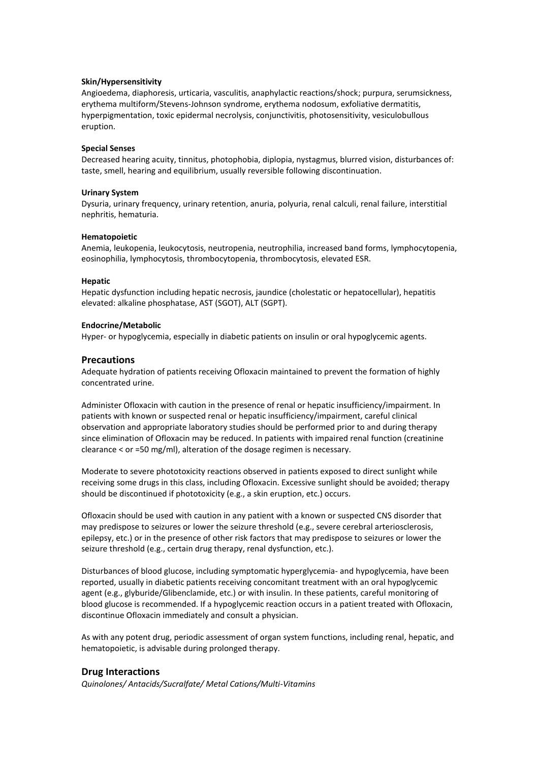**Skin/Hypersensitivity**

Angioedema, diaphoresis, urticaria, vasculitis, anaphylactic reactions/shock; purpura, serumsickness, erythema multiform/Stevens-Johnson syndrome, erythema nodosum, exfoliative dermatitis, hyperpigmentation, toxic epidermal necrolysis, conjunctivitis, photosensitivity, vesiculobullous eruption.

**Special Senses**

Decreased hearing acuity, tinnitus, photophobia, diplopia, nystagmus, blurred vision, disturbances of: taste, smell, hearing and equilibrium, usually reversible following discontinuation.

**Urinary System**

Dysuria, urinary frequency, urinary retention, anuria, polyuria, renal calculi, renal failure, interstitial nephritis, hematuria.

**Hematopoietic**

Anemia, leukopenia, leukocytosis, neutropenia, neutrophilia, increased band forms, lymphocytopenia, eosinophilia, lymphocytosis, thrombocytopenia, thrombocytosis, elevated ESR.

**Hepatic**

Hepatic dysfunction including hepatic necrosis, jaundice (cholestatic or hepatocellular), hepatitis elevated: alkaline phosphatase, AST (SGOT), ALT (SGPT).

**Endocrine/Metabolic**

Hyper- or hypoglycemia, especially in diabetic patients on insulin or oral hypoglycemic agents.

## Precautions

Adequate hydration of patients receiving Ofloxacin maintained to prevent the formation of highly concentrated urine.

Administer Ofloxacin with caution in the presence of renal or hepatic insufficiency/impairment. In patients with known or suspected renal or hepatic insufficiency/impairment, careful clinical observation and appropriate laboratory studies should be performed prior to and during therapy since elimination of Ofloxacin may be reduced. In patients with impaired renal function (creatinine clearance < or =50 mg/ml), alteration of the dosage regimen is necessary.

Moderate to severe phototoxicity reactions observed in patients exposed to direct sunlight while receiving some drugs in this class, including Ofloxacin. Excessive sunlight should be avoided; therapy should be discontinued if phototoxicity (e.g., a skin eruption, etc.) occurs.

Ofloxacin should be used with caution in any patient with a known or suspected CNS disorder that may predispose to seizures or lower the seizure threshold (e.g., severe cerebral arteriosclerosis, epilepsy, etc.) or in the presence of other risk factors that may predispose to seizures or lower the seizure threshold (e.g., certain drug therapy, renal dysfunction, etc.).

Disturbances of blood glucose, including symptomatic hyperglycemia- and hypoglycemia, have been reported, usually in diabetic patients receiving concomitant treatment with an oral hypoglycemic agent (e.g., glyburide/Glibenclamide, etc.) or with insulin. In these patients, careful monitoring of blood glucose is recommended. If a hypoglycemic reaction occurs in a patient treated with Ofloxacin, discontinue Ofloxacin immediately and consult a physician.

As with any potent drug, periodic assessment of organ system functions, including renal, hepatic, and hematopoietic, is advisable during prolonged therapy.

## Drug Interactions

*Quinolones/ Antacids/Sucralfate/ Metal Cations/Multi-Vitamins*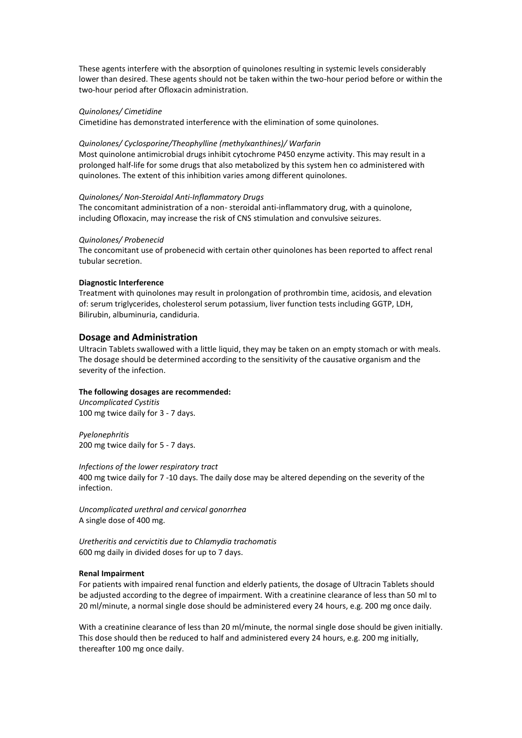These agents interfere with the absorption of quinolones resulting in systemic levels considerably lower than desired. These agents should not be taken within the two-hour period before or within the two-hour period after Ofloxacin administration.

*Quinolones/ Cimetidine*

Cimetidine has demonstrated interference with the elimination of some quinolones.

*Quinolones/ Cyclosporine/Theophylline (methylxanthines)/ Warfarin*

Most quinolone antimicrobial drugs inhibit cytochrome P450 enzyme activity. This may result in a prolonged half-life for some drugs that also metabolized by this system hen co administered with quinolones. The extent of this inhibition varies among different quinolones.

*Quinolones/ Non-Steroidal Anti-Inflammatory Drugs*

The concomitant administration of a non- steroidal anti-inflammatory drug, with a quinolone, including Ofloxacin, may increase the risk of CNS stimulation and convulsive seizures.

*Quinolones/ Probenecid*

The concomitant use of probenecid with certain other quinolones has been reported to affect renal tubular secretion.

**Diagnostic Interference**

Treatment with quinolones may result in prolongation of prothrombin time, acidosis, and elevation of: serum triglycerides, cholesterol serum potassium, liver function tests including GGTP, LDH, Bilirubin, albuminuria, candiduria.

## Dosage and Administration

Ultracin Tablets swallowed with a little liquid, they may be taken on an empty stomach or with meals. The dosage should be determined according to the sensitivity of the causative organism and the severity of the infection.

**The following dosages are recommended:**

*Uncomplicated Cystitis*

100 mg twice daily for 3 - 7 days.

*Pyelonephritis*

200 mg twice daily for 5 - 7 days.

*Infections of the lower respiratory tract*

400 mg twice daily for 7 -10 days. The daily dose may be altered depending on the severity of the infection.

*Uncomplicated urethral and cervical gonorrhea*

A single dose of 400 mg.

*Uretheritis and cervictitis due to Chlamydia trachomatis*

600 mg daily in divided doses for up to 7 days.

**Renal Impairment**

For patients with impaired renal function and elderly patients, the dosage of Ultracin Tablets should be adjusted according to the degree of impairment. With a creatinine clearance of less than 50 ml to 20 ml/minute, a normal single dose should be administered every 24 hours, e.g. 200 mg once daily.

With a creatinine clearance of less than 20 ml/minute, the normal single dose should be given initially. This dose should then be reduced to half and administered every 24 hours, e.g. 200 mg initially, thereafter 100 mg once daily.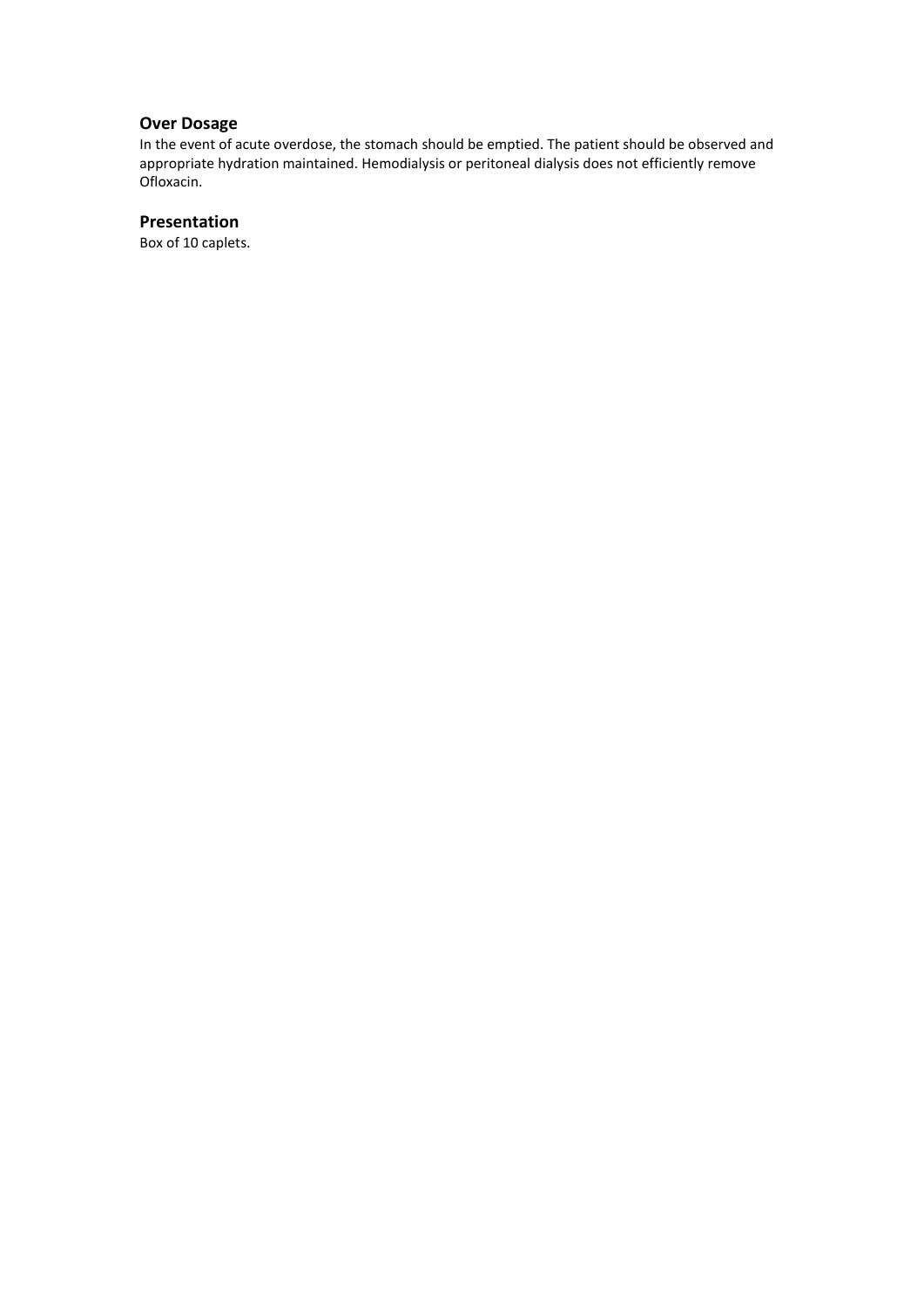## Over Dosage

In the event of acute overdose, the stomach should be emptied. The patient should be observed and appropriate hydration maintained. Hemodialysis or peritoneal dialysis does not efficiently remove Ofloxacin.

## Presentation

Box of 10 caplets.